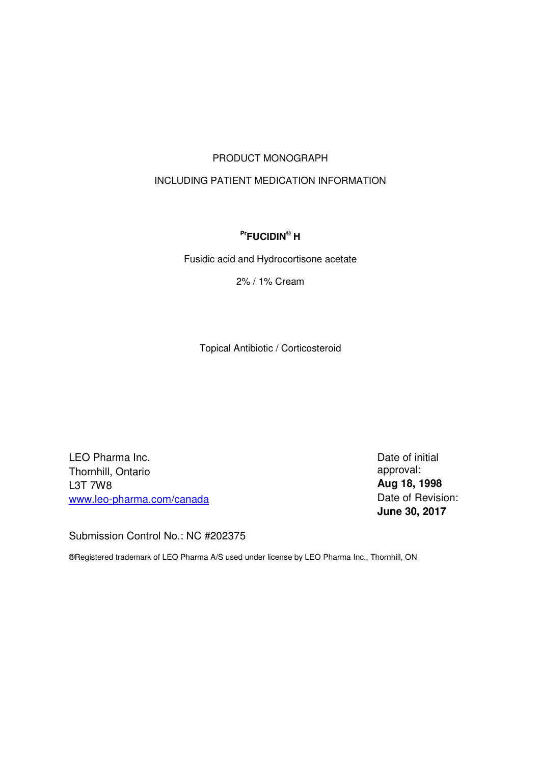PRODUCT MONOGRAPH

INCLUDING PATIENT MEDICATION INFORMATION

**PrFUCIDIN® H**

Fusidic acid and Hydrocortisone acetate

2% / 1% Cream

Topical Antibiotic / Corticosteroid

LEO Pharma Inc.
Thornhill, Ontario
L3T 7W8
www.leo-pharma.com/canada

Date of initial approval:
**Aug 18, 1998**
Date of Revision:
**June 30, 2017**

Submission Control No.: NC #202375

®Registered trademark of LEO Pharma A/S used under license by LEO Pharma Inc., Thornhill, ON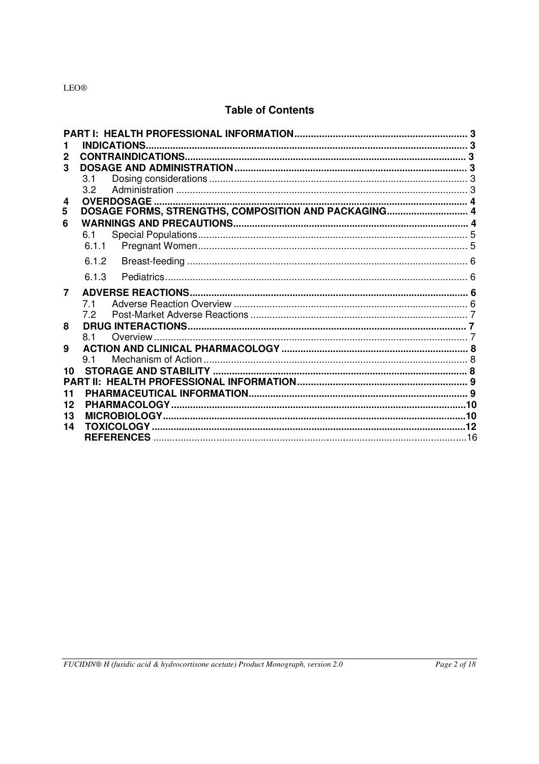LEO®

## Table of Contents

PART I: HEALTH PROFESSIONAL INFORMATION ........ 3

1 INDICATIONS ........ 3

2 CONTRAINDICATIONS ........ 3

3 DOSAGE AND ADMINISTRATION ........ 3

- 3.1 Dosing considerations ........ 3
- 3.2 Administration ........ 3

4 OVERDOSAGE ........ 4

5 DOSAGE FORMS, STRENGTHS, COMPOSITION AND PACKAGING ........ 4

6 WARNINGS AND PRECAUTIONS ........ 4

- 6.1 Special Populations ........ 5
  - 6.1.1 Pregnant Women ........ 5
  - 6.1.2 Breast-feeding ........ 6
  - 6.1.3 Pediatrics ........ 6

7 ADVERSE REACTIONS ........ 6

- 7.1 Adverse Reaction Overview ........ 6
- 7.2 Post-Market Adverse Reactions ........ 7

8 DRUG INTERACTIONS ........ 7

- 8.1 Overview ........ 7

9 ACTION AND CLINICAL PHARMACOLOGY ........ 8

- 9.1 Mechanism of Action ........ 8

10 STORAGE AND STABILITY ........ 8

PART II: HEALTH PROFESSIONAL INFORMATION ........ 9

11 PHARMACEUTICAL INFORMATION ........ 9

12 PHARMACOLOGY ........ 10

13 MICROBIOLOGY ........ 10

14 TOXICOLOGY ........ 12

REFERENCES ........ 16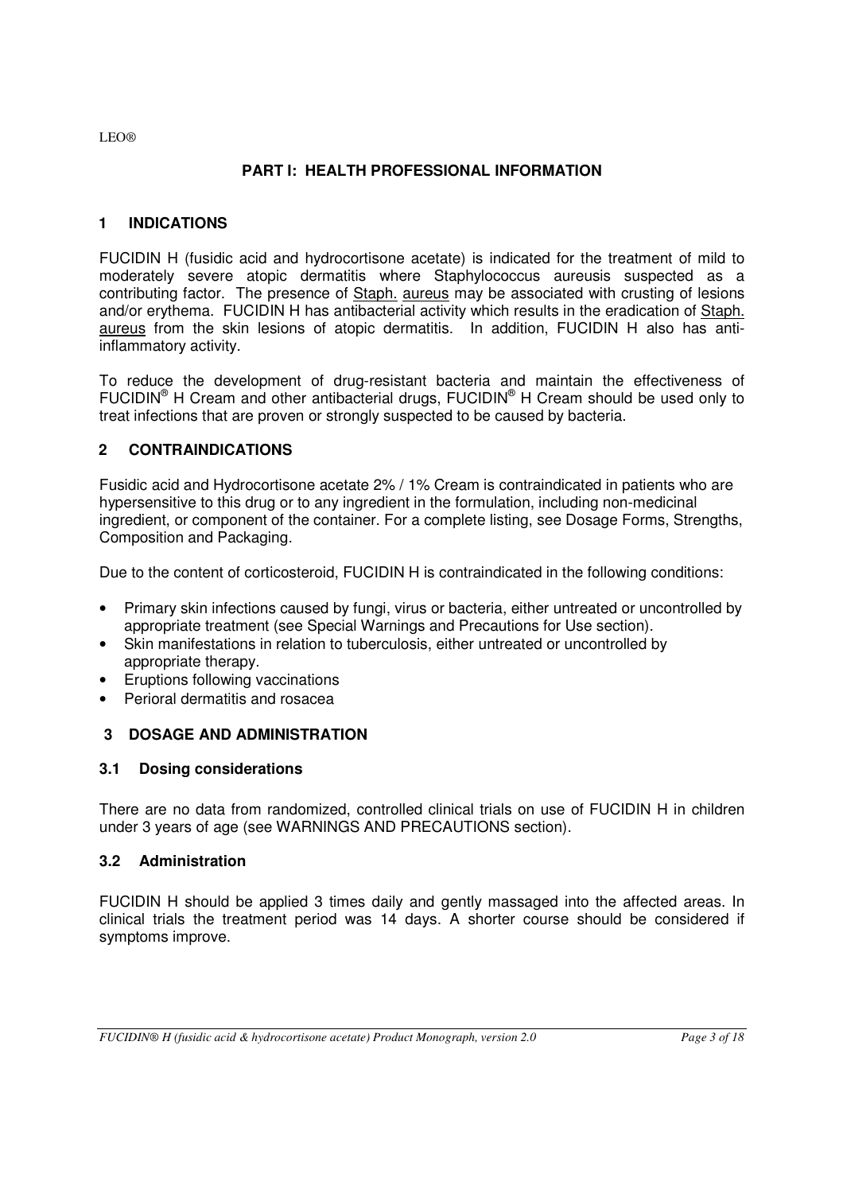LEO®

## PART I: HEALTH PROFESSIONAL INFORMATION

### 1 INDICATIONS

FUCIDIN H (fusidic acid and hydrocortisone acetate) is indicated for the treatment of mild to moderately severe atopic dermatitis where Staphylococcus aureusis suspected as a contributing factor. The presence of Staph. aureus may be associated with crusting of lesions and/or erythema. FUCIDIN H has antibacterial activity which results in the eradication of Staph. aureus from the skin lesions of atopic dermatitis. In addition, FUCIDIN H also has anti-inflammatory activity.

To reduce the development of drug-resistant bacteria and maintain the effectiveness of FUCIDIN® H Cream and other antibacterial drugs, FUCIDIN® H Cream should be used only to treat infections that are proven or strongly suspected to be caused by bacteria.

### 2 CONTRAINDICATIONS

Fusidic acid and Hydrocortisone acetate 2% / 1% Cream is contraindicated in patients who are hypersensitive to this drug or to any ingredient in the formulation, including non-medicinal ingredient, or component of the container. For a complete listing, see Dosage Forms, Strengths, Composition and Packaging.

Due to the content of corticosteroid, FUCIDIN H is contraindicated in the following conditions:

- Primary skin infections caused by fungi, virus or bacteria, either untreated or uncontrolled by appropriate treatment (see Special Warnings and Precautions for Use section).
- Skin manifestations in relation to tuberculosis, either untreated or uncontrolled by appropriate therapy.
- Eruptions following vaccinations
- Perioral dermatitis and rosacea

### 3 DOSAGE AND ADMINISTRATION

#### 3.1 Dosing considerations

There are no data from randomized, controlled clinical trials on use of FUCIDIN H in children under 3 years of age (see WARNINGS AND PRECAUTIONS section).

#### 3.2 Administration

FUCIDIN H should be applied 3 times daily and gently massaged into the affected areas. In clinical trials the treatment period was 14 days. A shorter course should be considered if symptoms improve.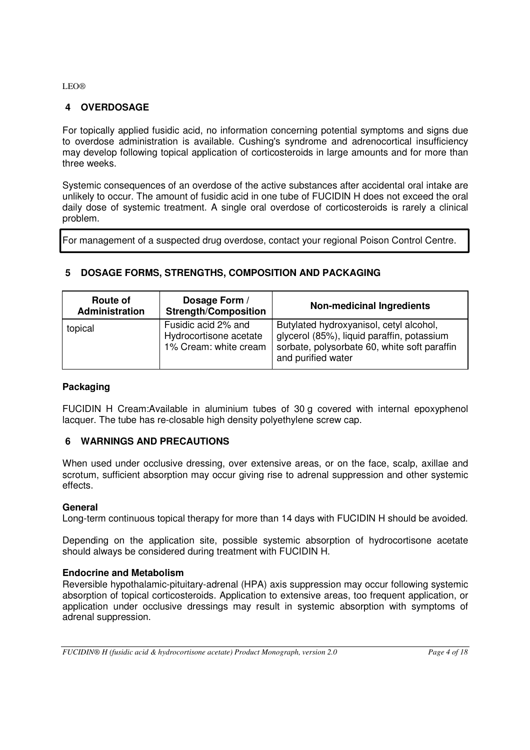LEO®

## 4 OVERDOSAGE

For topically applied fusidic acid, no information concerning potential symptoms and signs due to overdose administration is available. Cushing's syndrome and adrenocortical insufficiency may develop following topical application of corticosteroids in large amounts and for more than three weeks.

Systemic consequences of an overdose of the active substances after accidental oral intake are unlikely to occur. The amount of fusidic acid in one tube of FUCIDIN H does not exceed the oral daily dose of systemic treatment. A single oral overdose of corticosteroids is rarely a clinical problem.

For management of a suspected drug overdose, contact your regional Poison Control Centre.

## 5 DOSAGE FORMS, STRENGTHS, COMPOSITION AND PACKAGING

| Route of Administration | Dosage Form / Strength/Composition | Non-medicinal Ingredients |
|---|---|---|
| topical | Fusidic acid 2% and Hydrocortisone acetate 1% Cream: white cream | Butylated hydroxyanisol, cetyl alcohol, glycerol (85%), liquid paraffin, potassium sorbate, polysorbate 60, white soft paraffin and purified water |

**Packaging**

FUCIDIN H Cream:Available in aluminium tubes of 30 g covered with internal epoxyphenol lacquer. The tube has re-closable high density polyethylene screw cap.

## 6 WARNINGS AND PRECAUTIONS

When used under occlusive dressing, over extensive areas, or on the face, scalp, axillae and scrotum, sufficient absorption may occur giving rise to adrenal suppression and other systemic effects.

**General**

Long-term continuous topical therapy for more than 14 days with FUCIDIN H should be avoided.

Depending on the application site, possible systemic absorption of hydrocortisone acetate should always be considered during treatment with FUCIDIN H.

**Endocrine and Metabolism**

Reversible hypothalamic-pituitary-adrenal (HPA) axis suppression may occur following systemic absorption of topical corticosteroids. Application to extensive areas, too frequent application, or application under occlusive dressings may result in systemic absorption with symptoms of adrenal suppression.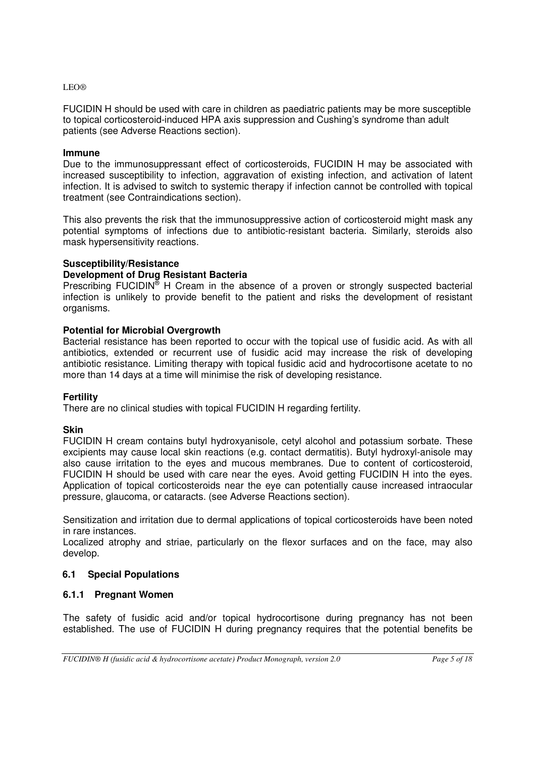FUCIDIN H should be used with care in children as paediatric patients may be more susceptible to topical corticosteroid-induced HPA axis suppression and Cushing's syndrome than adult patients (see Adverse Reactions section).

**Immune**

Due to the immunosuppressant effect of corticosteroids, FUCIDIN H may be associated with increased susceptibility to infection, aggravation of existing infection, and activation of latent infection. It is advised to switch to systemic therapy if infection cannot be controlled with topical treatment (see Contraindications section).

This also prevents the risk that the immunosuppressive action of corticosteroid might mask any potential symptoms of infections due to antibiotic-resistant bacteria. Similarly, steroids also mask hypersensitivity reactions.

**Susceptibility/Resistance**

**Development of Drug Resistant Bacteria**

Prescribing FUCIDIN® H Cream in the absence of a proven or strongly suspected bacterial infection is unlikely to provide benefit to the patient and risks the development of resistant organisms.

**Potential for Microbial Overgrowth**

Bacterial resistance has been reported to occur with the topical use of fusidic acid. As with all antibiotics, extended or recurrent use of fusidic acid may increase the risk of developing antibiotic resistance. Limiting therapy with topical fusidic acid and hydrocortisone acetate to no more than 14 days at a time will minimise the risk of developing resistance.

**Fertility**

There are no clinical studies with topical FUCIDIN H regarding fertility.

**Skin**

FUCIDIN H cream contains butyl hydroxyanisole, cetyl alcohol and potassium sorbate. These excipients may cause local skin reactions (e.g. contact dermatitis). Butyl hydroxyl-anisole may also cause irritation to the eyes and mucous membranes. Due to content of corticosteroid, FUCIDIN H should be used with care near the eyes. Avoid getting FUCIDIN H into the eyes. Application of topical corticosteroids near the eye can potentially cause increased intraocular pressure, glaucoma, or cataracts. (see Adverse Reactions section).

Sensitization and irritation due to dermal applications of topical corticosteroids have been noted in rare instances.

Localized atrophy and striae, particularly on the flexor surfaces and on the face, may also develop.

## 6.1 Special Populations

### 6.1.1 Pregnant Women

The safety of fusidic acid and/or topical hydrocortisone during pregnancy has not been established. The use of FUCIDIN H during pregnancy requires that the potential benefits be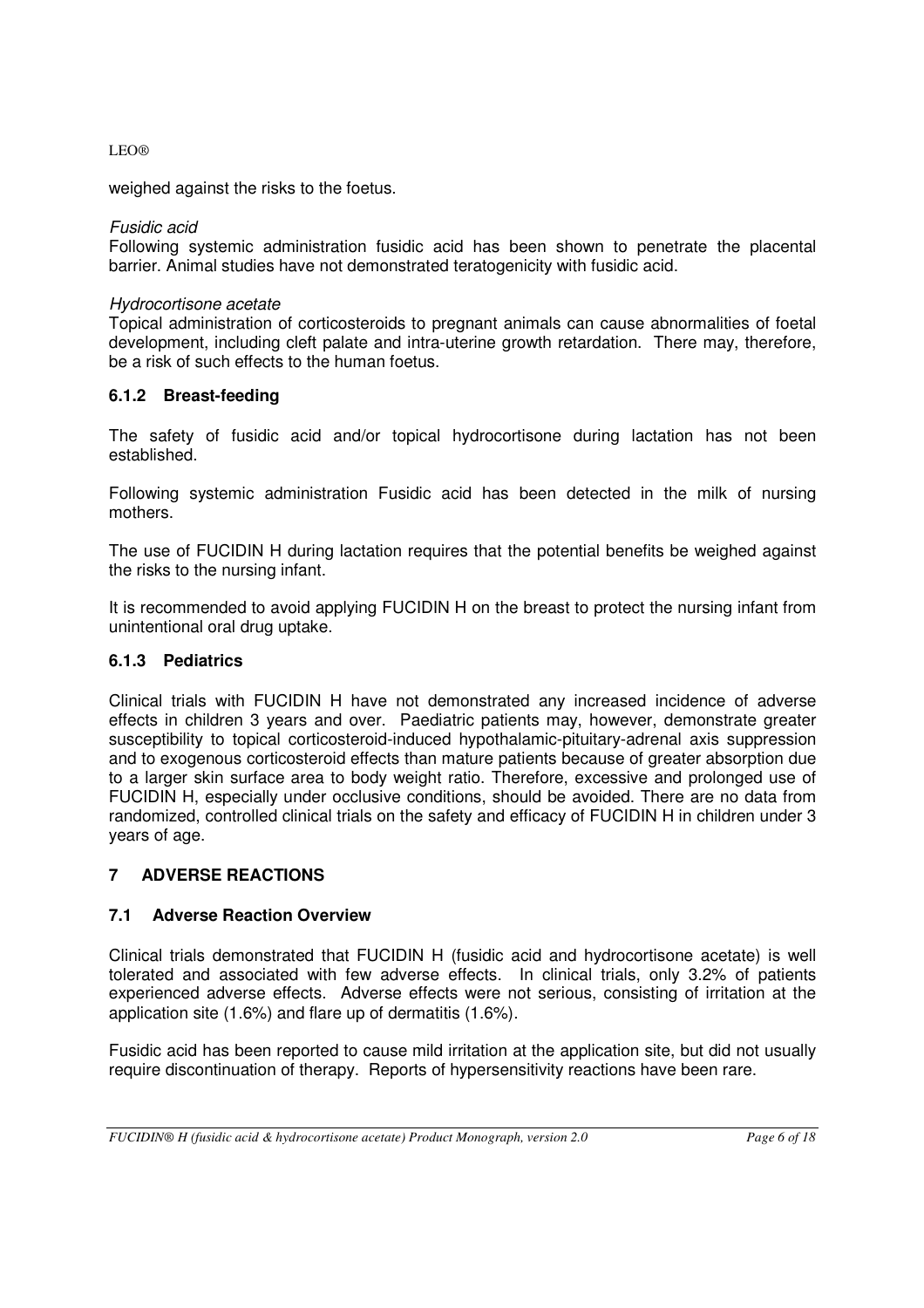weighed against the risks to the foetus.

*Fusidic acid*

Following systemic administration fusidic acid has been shown to penetrate the placental barrier. Animal studies have not demonstrated teratogenicity with fusidic acid.

*Hydrocortisone acetate*

Topical administration of corticosteroids to pregnant animals can cause abnormalities of foetal development, including cleft palate and intra-uterine growth retardation. There may, therefore, be a risk of such effects to the human foetus.

### 6.1.2 Breast-feeding

The safety of fusidic acid and/or topical hydrocortisone during lactation has not been established.

Following systemic administration Fusidic acid has been detected in the milk of nursing mothers.

The use of FUCIDIN H during lactation requires that the potential benefits be weighed against the risks to the nursing infant.

It is recommended to avoid applying FUCIDIN H on the breast to protect the nursing infant from unintentional oral drug uptake.

### 6.1.3 Pediatrics

Clinical trials with FUCIDIN H have not demonstrated any increased incidence of adverse effects in children 3 years and over. Paediatric patients may, however, demonstrate greater susceptibility to topical corticosteroid-induced hypothalamic-pituitary-adrenal axis suppression and to exogenous corticosteroid effects than mature patients because of greater absorption due to a larger skin surface area to body weight ratio. Therefore, excessive and prolonged use of FUCIDIN H, especially under occlusive conditions, should be avoided. There are no data from randomized, controlled clinical trials on the safety and efficacy of FUCIDIN H in children under 3 years of age.

# 7 ADVERSE REACTIONS

## 7.1 Adverse Reaction Overview

Clinical trials demonstrated that FUCIDIN H (fusidic acid and hydrocortisone acetate) is well tolerated and associated with few adverse effects. In clinical trials, only 3.2% of patients experienced adverse effects. Adverse effects were not serious, consisting of irritation at the application site (1.6%) and flare up of dermatitis (1.6%).

Fusidic acid has been reported to cause mild irritation at the application site, but did not usually require discontinuation of therapy. Reports of hypersensitivity reactions have been rare.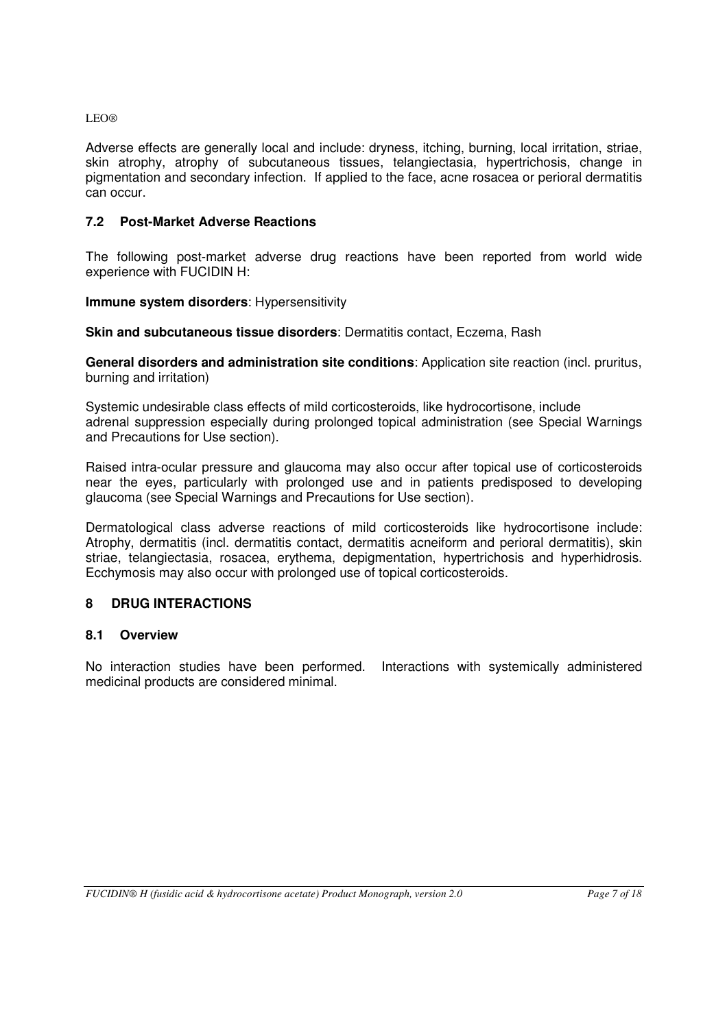Adverse effects are generally local and include: dryness, itching, burning, local irritation, striae, skin atrophy, atrophy of subcutaneous tissues, telangiectasia, hypertrichosis, change in pigmentation and secondary infection. If applied to the face, acne rosacea or perioral dermatitis can occur.

### 7.2 Post-Market Adverse Reactions

The following post-market adverse drug reactions have been reported from world wide experience with FUCIDIN H:

**Immune system disorders**: Hypersensitivity

**Skin and subcutaneous tissue disorders**: Dermatitis contact, Eczema, Rash

**General disorders and administration site conditions**: Application site reaction (incl. pruritus, burning and irritation)

Systemic undesirable class effects of mild corticosteroids, like hydrocortisone, include adrenal suppression especially during prolonged topical administration (see Special Warnings and Precautions for Use section).

Raised intra-ocular pressure and glaucoma may also occur after topical use of corticosteroids near the eyes, particularly with prolonged use and in patients predisposed to developing glaucoma (see Special Warnings and Precautions for Use section).

Dermatological class adverse reactions of mild corticosteroids like hydrocortisone include: Atrophy, dermatitis (incl. dermatitis contact, dermatitis acneiform and perioral dermatitis), skin striae, telangiectasia, rosacea, erythema, depigmentation, hypertrichosis and hyperhidrosis. Ecchymosis may also occur with prolonged use of topical corticosteroids.

## 8 DRUG INTERACTIONS

### 8.1 Overview

No interaction studies have been performed. Interactions with systemically administered medicinal products are considered minimal.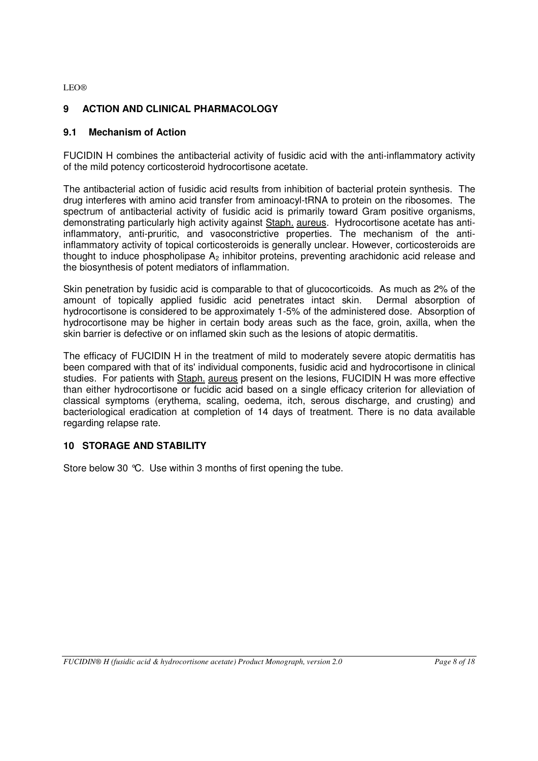LEO®

## 9 ACTION AND CLINICAL PHARMACOLOGY

### 9.1 Mechanism of Action

FUCIDIN H combines the antibacterial activity of fusidic acid with the anti-inflammatory activity of the mild potency corticosteroid hydrocortisone acetate.

The antibacterial action of fusidic acid results from inhibition of bacterial protein synthesis. The drug interferes with amino acid transfer from aminoacyl-tRNA to protein on the ribosomes. The spectrum of antibacterial activity of fusidic acid is primarily toward Gram positive organisms, demonstrating particularly high activity against Staph. aureus. Hydrocortisone acetate has anti-inflammatory, anti-pruritic, and vasoconstrictive properties. The mechanism of the anti-inflammatory activity of topical corticosteroids is generally unclear. However, corticosteroids are thought to induce phospholipase $A_2$ inhibitor proteins, preventing arachidonic acid release and the biosynthesis of potent mediators of inflammation.

Skin penetration by fusidic acid is comparable to that of glucocorticoids. As much as 2% of the amount of topically applied fusidic acid penetrates intact skin. Dermal absorption of hydrocortisone is considered to be approximately 1-5% of the administered dose. Absorption of hydrocortisone may be higher in certain body areas such as the face, groin, axilla, when the skin barrier is defective or on inflamed skin such as the lesions of atopic dermatitis.

The efficacy of FUCIDIN H in the treatment of mild to moderately severe atopic dermatitis has been compared with that of its' individual components, fusidic acid and hydrocortisone in clinical studies. For patients with Staph. aureus present on the lesions, FUCIDIN H was more effective than either hydrocortisone or fucidic acid based on a single efficacy criterion for alleviation of classical symptoms (erythema, scaling, oedema, itch, serous discharge, and crusting) and bacteriological eradication at completion of 14 days of treatment. There is no data available regarding relapse rate.

## 10 STORAGE AND STABILITY

Store below 30 °C. Use within 3 months of first opening the tube.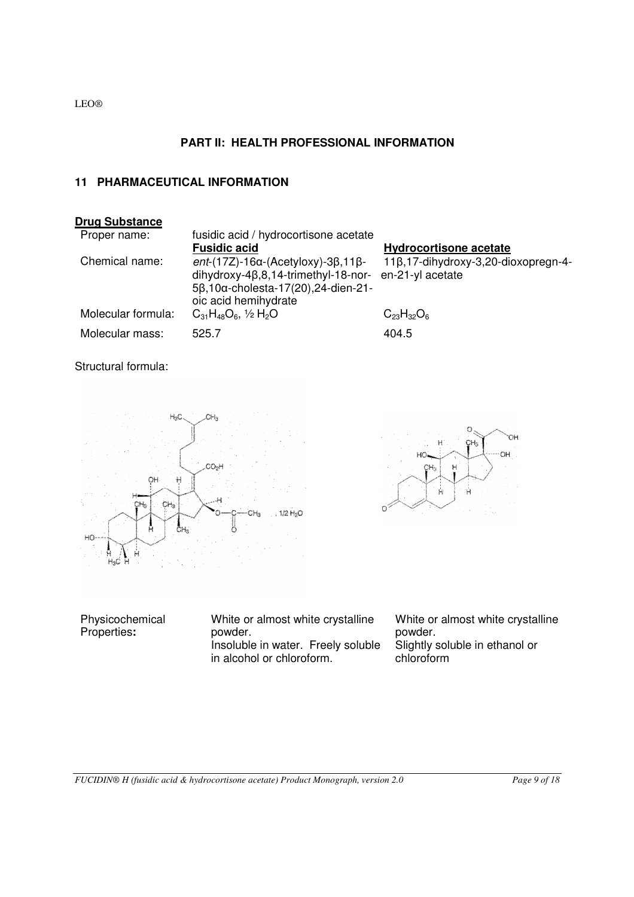LEO®

## PART II: HEALTH PROFESSIONAL INFORMATION

## 11 PHARMACEUTICAL INFORMATION

### Drug Substance

| | | |
|---|---|---|
| Proper name: | fusidic acid / hydrocortisone acetate | |
| | **Fusidic acid** | **Hydrocortisone acetate** |
| Chemical name: | *ent*-(17Z)-16α-(Acetyloxy)-3β,11β-dihydroxy-4β,8,14-trimethyl-18-nor-5β,10α-cholesta-17(20),24-dien-21-oic acid hemihydrate | 11β,17-dihydroxy-3,20-dioxopregn-4-en-21-yl acetate |
| Molecular formula: | $C_{31}H_{48}O_6$, ½ $H_2O$ | $C_{23}H_{32}O_6$ |
| Molecular mass: | 525.7 | 404.5 |

Structural formula:

| | | |
|---|---|---|
| Physicochemical Properties**:** | White or almost white crystalline powder. Insoluble in water. Freely soluble in alcohol or chloroform. | White or almost white crystalline powder. Slightly soluble in ethanol or chloroform |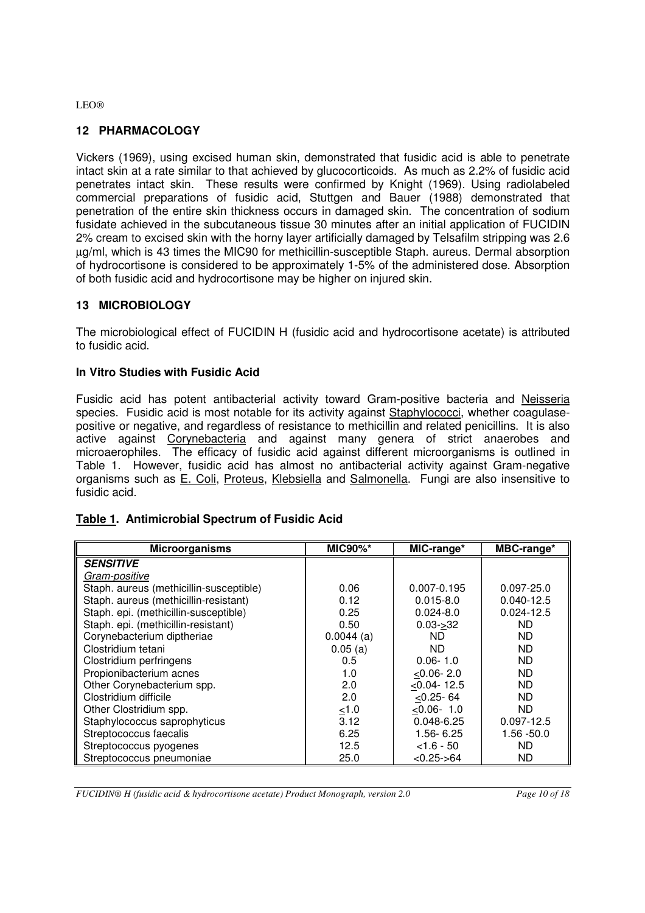## 12 PHARMACOLOGY

Vickers (1969), using excised human skin, demonstrated that fusidic acid is able to penetrate intact skin at a rate similar to that achieved by glucocorticoids. As much as 2.2% of fusidic acid penetrates intact skin. These results were confirmed by Knight (1969). Using radiolabeled commercial preparations of fusidic acid, Stuttgen and Bauer (1988) demonstrated that penetration of the entire skin thickness occurs in damaged skin. The concentration of sodium fusidate achieved in the subcutaneous tissue 30 minutes after an initial application of FUCIDIN 2% cream to excised skin with the horny layer artificially damaged by Telsafilm stripping was 2.6 µg/ml, which is 43 times the MIC90 for methicillin-susceptible Staph. aureus. Dermal absorption of hydrocortisone is considered to be approximately 1-5% of the administered dose. Absorption of both fusidic acid and hydrocortisone may be higher on injured skin.

## 13 MICROBIOLOGY

The microbiological effect of FUCIDIN H (fusidic acid and hydrocortisone acetate) is attributed to fusidic acid.

### In Vitro Studies with Fusidic Acid

Fusidic acid has potent antibacterial activity toward Gram-positive bacteria and Neisseria species. Fusidic acid is most notable for its activity against Staphylococci, whether coagulase-positive or negative, and regardless of resistance to methicillin and related penicillins. It is also active against Corynebacteria and against many genera of strict anaerobes and microaerophiles. The efficacy of fusidic acid against different microorganisms is outlined in Table 1. However, fusidic acid has almost no antibacterial activity against Gram-negative organisms such as E. Coli, Proteus, Klebsiella and Salmonella. Fungi are also insensitive to fusidic acid.

**Table 1. Antimicrobial Spectrum of Fusidic Acid**

| Microorganisms | MIC90%* | MIC-range* | MBC-range* |
|---|---|---|---|
| ***SENSITIVE*** | | | |
| *Gram-positive* | | | |
| Staph. aureus (methicillin-susceptible) | 0.06 | 0.007-0.195 | 0.097-25.0 |
| Staph. aureus (methicillin-resistant) | 0.12 | 0.015-8.0 | 0.040-12.5 |
| Staph. epi. (methicillin-susceptible) | 0.25 | 0.024-8.0 | 0.024-12.5 |
| Staph. epi. (methicillin-resistant) | 0.50 | 0.03-≥32 | ND |
| Corynebacterium diptheriae | 0.0044 (a) | ND | ND |
| Clostridium tetani | 0.05 (a) | ND | ND |
| Clostridium perfringens | 0.5 | 0.06- 1.0 | ND |
| Propionibacterium acnes | 1.0 | ≤0.06- 2.0 | ND |
| Other Corynebacterium spp. | 2.0 | ≤0.04- 12.5 | ND |
| Clostridium difficile | 2.0 | ≤0.25- 64 | ND |
| Other Clostridium spp. | ≤1.0 | ≤0.06- 1.0 | ND |
| Staphylococcus saprophyticus | 3.12 | 0.048-6.25 | 0.097-12.5 |
| Streptococcus faecalis | 6.25 | 1.56- 6.25 | 1.56 -50.0 |
| Streptococcus pyogenes | 12.5 | <1.6 - 50 | ND |
| Streptococcus pneumoniae | 25.0 | <0.25->64 | ND |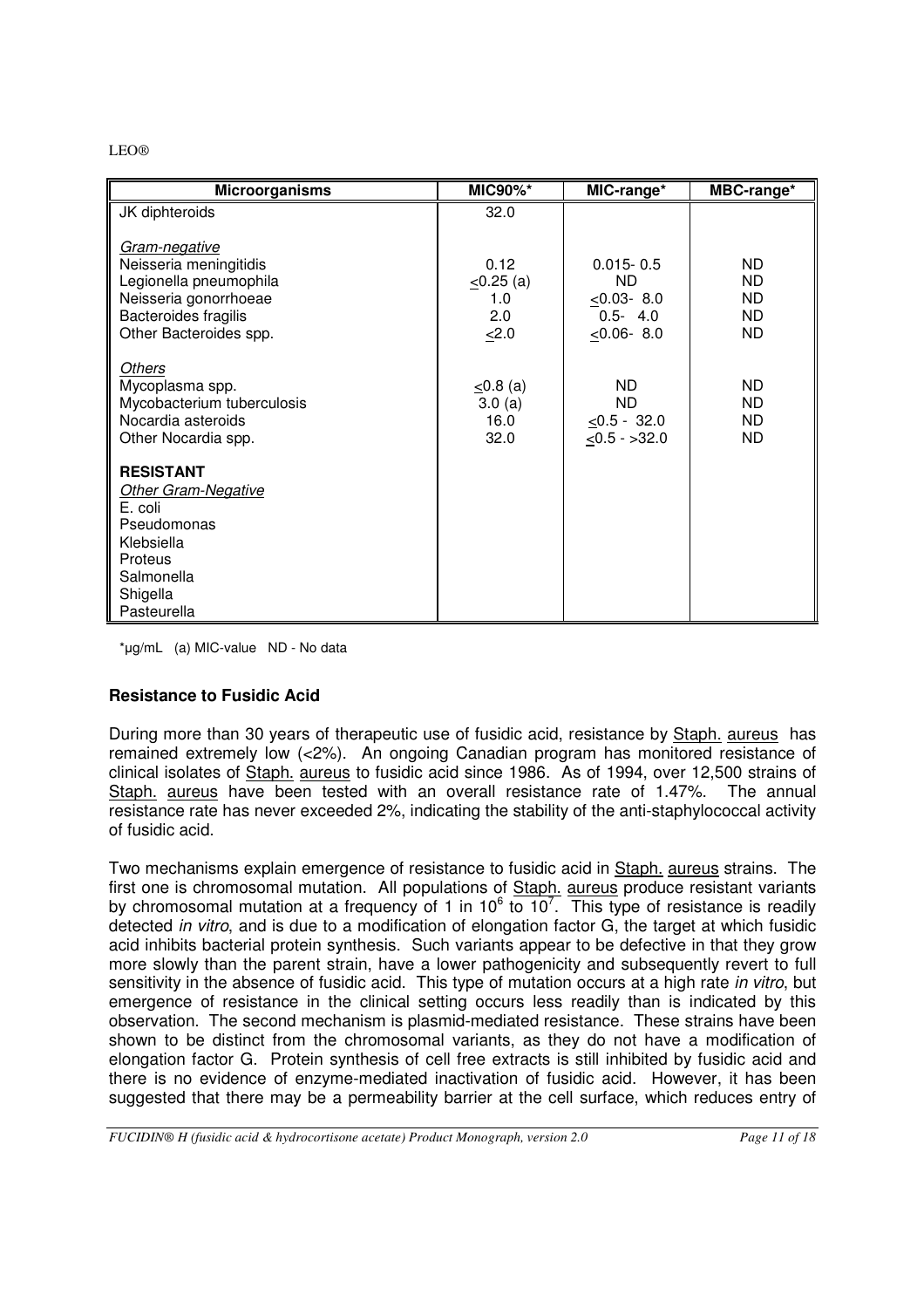| Microorganisms | MIC90%* | MIC-range* | MBC-range* |
|---|---|---|---|
| JK diphteroids | 32.0 | | |
| *Gram-negative* | | | |
| Neisseria meningitidis | 0.12 | 0.015- 0.5 | ND |
| Legionella pneumophila | ≤0.25 (a) | ND | ND |
| Neisseria gonorrhoeae | 1.0 | ≤0.03- 8.0 | ND |
| Bacteroides fragilis | 2.0 | 0.5- 4.0 | ND |
| Other Bacteroides spp. | ≤2.0 | ≤0.06- 8.0 | ND |
| *Others* | | | |
| Mycoplasma spp. | ≤0.8 (a) | ND | ND |
| Mycobacterium tuberculosis | 3.0 (a) | ND | ND |
| Nocardia asteroids | 16.0 | ≤0.5 - 32.0 | ND |
| Other Nocardia spp. | 32.0 | ≤0.5 - >32.0 | ND |
| **RESISTANT** | | | |
| *Other Gram-Negative* | | | |
| E. coli | | | |
| Pseudomonas | | | |
| Klebsiella | | | |
| Proteus | | | |
| Salmonella | | | |
| Shigella | | | |
| Pasteurella | | | |

*µg/mL (a) MIC-value ND - No data

### Resistance to Fusidic Acid

During more than 30 years of therapeutic use of fusidic acid, resistance by Staph. aureus has remained extremely low (<2%). An ongoing Canadian program has monitored resistance of clinical isolates of Staph. aureus to fusidic acid since 1986. As of 1994, over 12,500 strains of Staph. aureus have been tested with an overall resistance rate of 1.47%. The annual resistance rate has never exceeded 2%, indicating the stability of the anti-staphylococcal activity of fusidic acid.

Two mechanisms explain emergence of resistance to fusidic acid in Staph. aureus strains. The first one is chromosomal mutation. All populations of Staph. aureus produce resistant variants by chromosomal mutation at a frequency of 1 in $10^6$ to $10^7$. This type of resistance is readily detected *in vitro*, and is due to a modification of elongation factor G, the target at which fusidic acid inhibits bacterial protein synthesis. Such variants appear to be defective in that they grow more slowly than the parent strain, have a lower pathogenicity and subsequently revert to full sensitivity in the absence of fusidic acid. This type of mutation occurs at a high rate *in vitro*, but emergence of resistance in the clinical setting occurs less readily than is indicated by this observation. The second mechanism is plasmid-mediated resistance. These strains have been shown to be distinct from the chromosomal variants, as they do not have a modification of elongation factor G. Protein synthesis of cell free extracts is still inhibited by fusidic acid and there is no evidence of enzyme-mediated inactivation of fusidic acid. However, it has been suggested that there may be a permeability barrier at the cell surface, which reduces entry of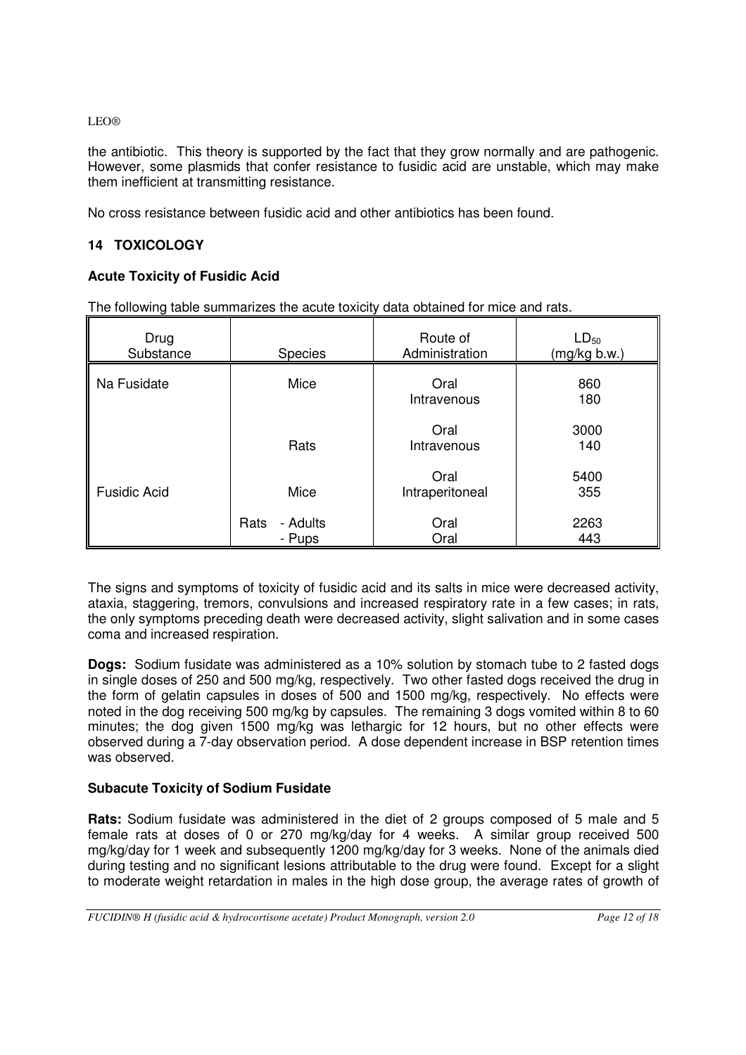the antibiotic. This theory is supported by the fact that they grow normally and are pathogenic. However, some plasmids that confer resistance to fusidic acid are unstable, which may make them inefficient at transmitting resistance.

No cross resistance between fusidic acid and other antibiotics has been found.

## 14 TOXICOLOGY

### Acute Toxicity of Fusidic Acid

The following table summarizes the acute toxicity data obtained for mice and rats.

| Drug Substance | Species | Route of Administration | $LD_{50}$ (mg/kg b.w.) |
|---|---|---|---|
| Na Fusidate | Mice | Oral | 860 |
| | | Intravenous | 180 |
| | Rats | Oral | 3000 |
| | | Intravenous | 140 |
| Fusidic Acid | Mice | Oral | 5400 |
| | | Intraperitoneal | 355 |
| | Rats - Adults | Oral | 2263 |
| | - Pups | Oral | 443 |

The signs and symptoms of toxicity of fusidic acid and its salts in mice were decreased activity, ataxia, staggering, tremors, convulsions and increased respiratory rate in a few cases; in rats, the only symptoms preceding death were decreased activity, slight salivation and in some cases coma and increased respiration.

**Dogs:** Sodium fusidate was administered as a 10% solution by stomach tube to 2 fasted dogs in single doses of 250 and 500 mg/kg, respectively. Two other fasted dogs received the drug in the form of gelatin capsules in doses of 500 and 1500 mg/kg, respectively. No effects were noted in the dog receiving 500 mg/kg by capsules. The remaining 3 dogs vomited within 8 to 60 minutes; the dog given 1500 mg/kg was lethargic for 12 hours, but no other effects were observed during a 7-day observation period. A dose dependent increase in BSP retention times was observed.

### Subacute Toxicity of Sodium Fusidate

**Rats:** Sodium fusidate was administered in the diet of 2 groups composed of 5 male and 5 female rats at doses of 0 or 270 mg/kg/day for 4 weeks. A similar group received 500 mg/kg/day for 1 week and subsequently 1200 mg/kg/day for 3 weeks. None of the animals died during testing and no significant lesions attributable to the drug were found. Except for a slight to moderate weight retardation in males in the high dose group, the average rates of growth of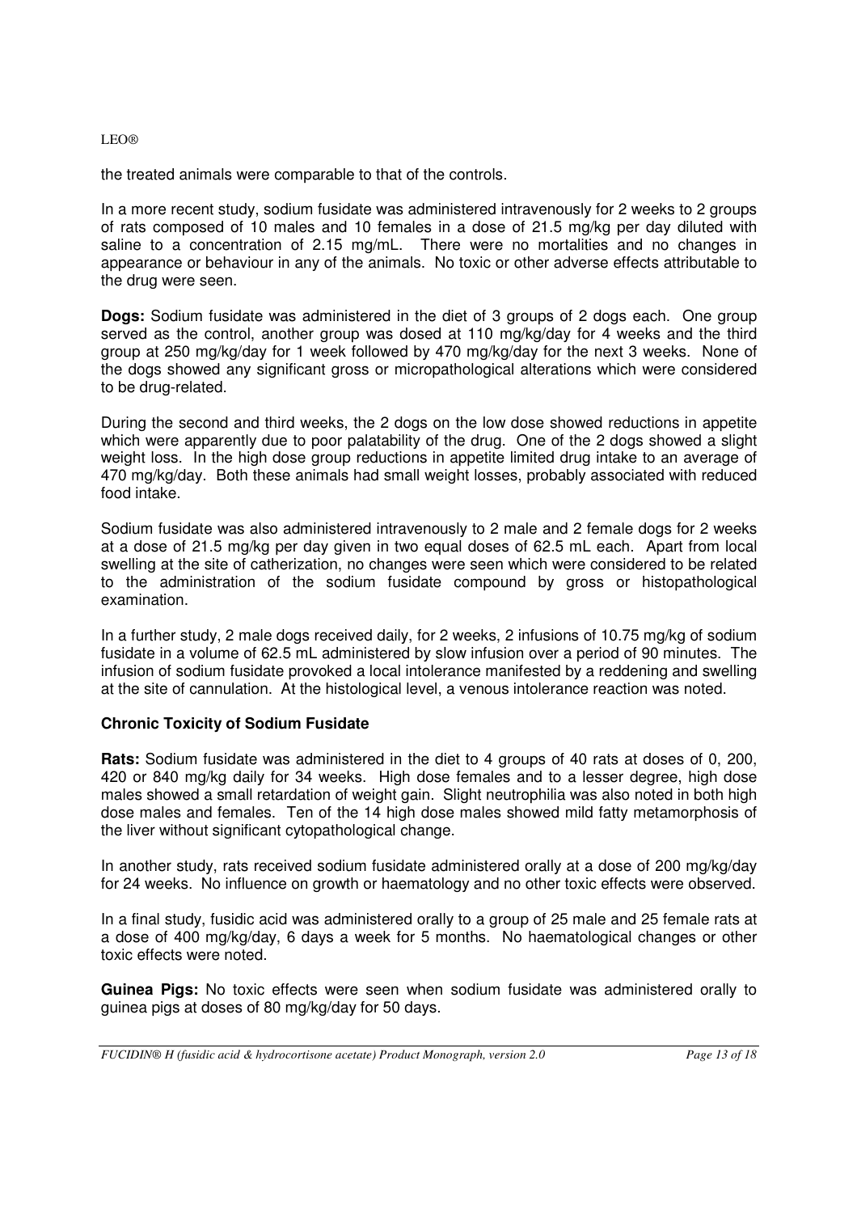the treated animals were comparable to that of the controls.

In a more recent study, sodium fusidate was administered intravenously for 2 weeks to 2 groups of rats composed of 10 males and 10 females in a dose of 21.5 mg/kg per day diluted with saline to a concentration of 2.15 mg/mL. There were no mortalities and no changes in appearance or behaviour in any of the animals. No toxic or other adverse effects attributable to the drug were seen.

**Dogs:** Sodium fusidate was administered in the diet of 3 groups of 2 dogs each. One group served as the control, another group was dosed at 110 mg/kg/day for 4 weeks and the third group at 250 mg/kg/day for 1 week followed by 470 mg/kg/day for the next 3 weeks. None of the dogs showed any significant gross or micropathological alterations which were considered to be drug-related.

During the second and third weeks, the 2 dogs on the low dose showed reductions in appetite which were apparently due to poor palatability of the drug. One of the 2 dogs showed a slight weight loss. In the high dose group reductions in appetite limited drug intake to an average of 470 mg/kg/day. Both these animals had small weight losses, probably associated with reduced food intake.

Sodium fusidate was also administered intravenously to 2 male and 2 female dogs for 2 weeks at a dose of 21.5 mg/kg per day given in two equal doses of 62.5 mL each. Apart from local swelling at the site of catherization, no changes were seen which were considered to be related to the administration of the sodium fusidate compound by gross or histopathological examination.

In a further study, 2 male dogs received daily, for 2 weeks, 2 infusions of 10.75 mg/kg of sodium fusidate in a volume of 62.5 mL administered by slow infusion over a period of 90 minutes. The infusion of sodium fusidate provoked a local intolerance manifested by a reddening and swelling at the site of cannulation. At the histological level, a venous intolerance reaction was noted.

**Chronic Toxicity of Sodium Fusidate**

**Rats:** Sodium fusidate was administered in the diet to 4 groups of 40 rats at doses of 0, 200, 420 or 840 mg/kg daily for 34 weeks. High dose females and to a lesser degree, high dose males showed a small retardation of weight gain. Slight neutrophilia was also noted in both high dose males and females. Ten of the 14 high dose males showed mild fatty metamorphosis of the liver without significant cytopathological change.

In another study, rats received sodium fusidate administered orally at a dose of 200 mg/kg/day for 24 weeks. No influence on growth or haematology and no other toxic effects were observed.

In a final study, fusidic acid was administered orally to a group of 25 male and 25 female rats at a dose of 400 mg/kg/day, 6 days a week for 5 months. No haematological changes or other toxic effects were noted.

**Guinea Pigs:** No toxic effects were seen when sodium fusidate was administered orally to guinea pigs at doses of 80 mg/kg/day for 50 days.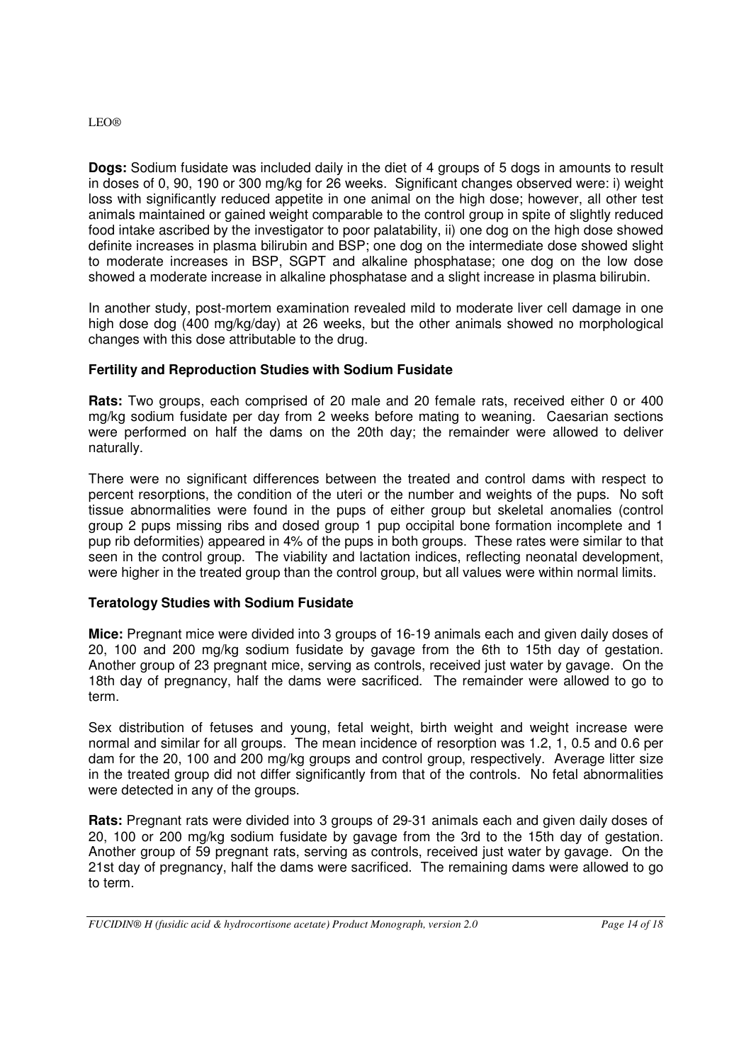**Dogs:** Sodium fusidate was included daily in the diet of 4 groups of 5 dogs in amounts to result in doses of 0, 90, 190 or 300 mg/kg for 26 weeks. Significant changes observed were: i) weight loss with significantly reduced appetite in one animal on the high dose; however, all other test animals maintained or gained weight comparable to the control group in spite of slightly reduced food intake ascribed by the investigator to poor palatability, ii) one dog on the high dose showed definite increases in plasma bilirubin and BSP; one dog on the intermediate dose showed slight to moderate increases in BSP, SGPT and alkaline phosphatase; one dog on the low dose showed a moderate increase in alkaline phosphatase and a slight increase in plasma bilirubin.

In another study, post-mortem examination revealed mild to moderate liver cell damage in one high dose dog (400 mg/kg/day) at 26 weeks, but the other animals showed no morphological changes with this dose attributable to the drug.

### Fertility and Reproduction Studies with Sodium Fusidate

**Rats:** Two groups, each comprised of 20 male and 20 female rats, received either 0 or 400 mg/kg sodium fusidate per day from 2 weeks before mating to weaning. Caesarian sections were performed on half the dams on the 20th day; the remainder were allowed to deliver naturally.

There were no significant differences between the treated and control dams with respect to percent resorptions, the condition of the uteri or the number and weights of the pups. No soft tissue abnormalities were found in the pups of either group but skeletal anomalies (control group 2 pups missing ribs and dosed group 1 pup occipital bone formation incomplete and 1 pup rib deformities) appeared in 4% of the pups in both groups. These rates were similar to that seen in the control group. The viability and lactation indices, reflecting neonatal development, were higher in the treated group than the control group, but all values were within normal limits.

### Teratology Studies with Sodium Fusidate

**Mice:** Pregnant mice were divided into 3 groups of 16-19 animals each and given daily doses of 20, 100 and 200 mg/kg sodium fusidate by gavage from the 6th to 15th day of gestation. Another group of 23 pregnant mice, serving as controls, received just water by gavage. On the 18th day of pregnancy, half the dams were sacrificed. The remainder were allowed to go to term.

Sex distribution of fetuses and young, fetal weight, birth weight and weight increase were normal and similar for all groups. The mean incidence of resorption was 1.2, 1, 0.5 and 0.6 per dam for the 20, 100 and 200 mg/kg groups and control group, respectively. Average litter size in the treated group did not differ significantly from that of the controls. No fetal abnormalities were detected in any of the groups.

**Rats:** Pregnant rats were divided into 3 groups of 29-31 animals each and given daily doses of 20, 100 or 200 mg/kg sodium fusidate by gavage from the 3rd to the 15th day of gestation. Another group of 59 pregnant rats, serving as controls, received just water by gavage. On the 21st day of pregnancy, half the dams were sacrificed. The remaining dams were allowed to go to term.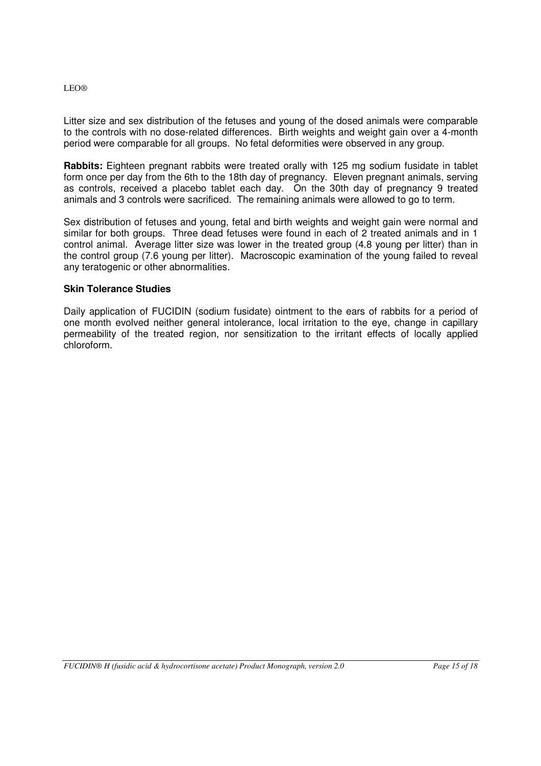Litter size and sex distribution of the fetuses and young of the dosed animals were comparable to the controls with no dose-related differences. Birth weights and weight gain over a 4-month period were comparable for all groups. No fetal deformities were observed in any group.

**Rabbits:** Eighteen pregnant rabbits were treated orally with 125 mg sodium fusidate in tablet form once per day from the 6th to the 18th day of pregnancy. Eleven pregnant animals, serving as controls, received a placebo tablet each day. On the 30th day of pregnancy 9 treated animals and 3 controls were sacrificed. The remaining animals were allowed to go to term.

Sex distribution of fetuses and young, fetal and birth weights and weight gain were normal and similar for both groups. Three dead fetuses were found in each of 2 treated animals and in 1 control animal. Average litter size was lower in the treated group (4.8 young per litter) than in the control group (7.6 young per litter). Macroscopic examination of the young failed to reveal any teratogenic or other abnormalities.

### Skin Tolerance Studies

Daily application of FUCIDIN (sodium fusidate) ointment to the ears of rabbits for a period of one month evolved neither general intolerance, local irritation to the eye, change in capillary permeability of the treated region, nor sensitization to the irritant effects of locally applied chloroform.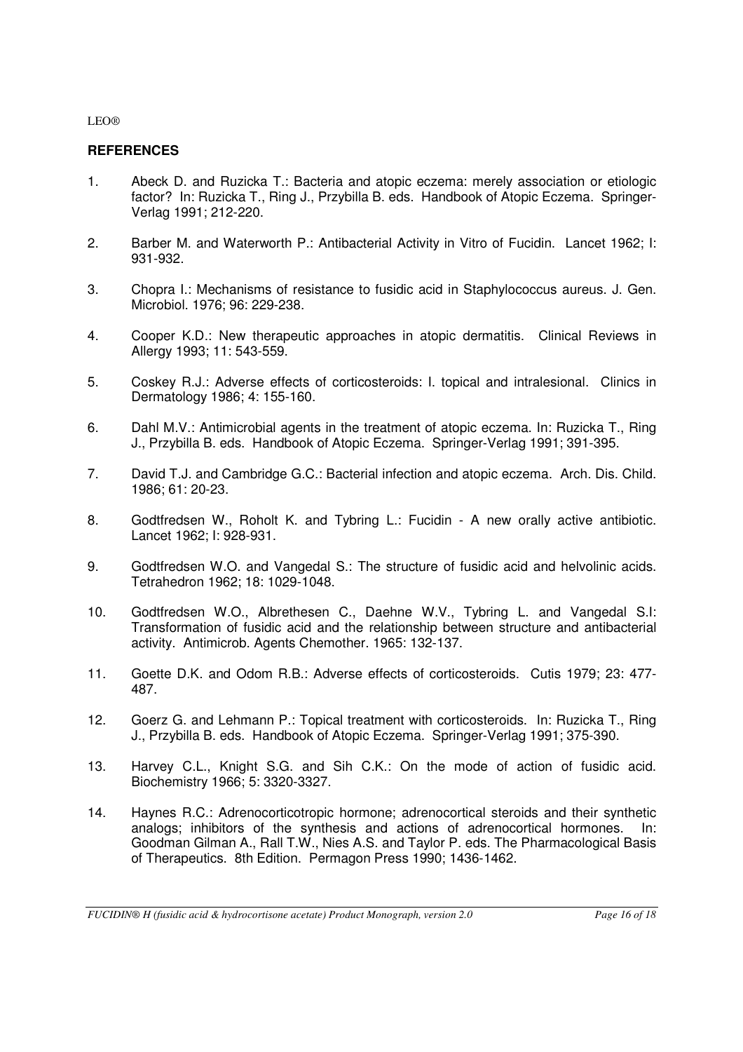## REFERENCES

1. Abeck D. and Ruzicka T.: Bacteria and atopic eczema: merely association or etiologic factor? In: Ruzicka T., Ring J., Przybilla B. eds. Handbook of Atopic Eczema. Springer-Verlag 1991; 212-220.

2. Barber M. and Waterworth P.: Antibacterial Activity in Vitro of Fucidin. Lancet 1962; I: 931-932.

3. Chopra I.: Mechanisms of resistance to fusidic acid in Staphylococcus aureus. J. Gen. Microbiol. 1976; 96: 229-238.

4. Cooper K.D.: New therapeutic approaches in atopic dermatitis. Clinical Reviews in Allergy 1993; 11: 543-559.

5. Coskey R.J.: Adverse effects of corticosteroids: I. topical and intralesional. Clinics in Dermatology 1986; 4: 155-160.

6. Dahl M.V.: Antimicrobial agents in the treatment of atopic eczema. In: Ruzicka T., Ring J., Przybilla B. eds. Handbook of Atopic Eczema. Springer-Verlag 1991; 391-395.

7. David T.J. and Cambridge G.C.: Bacterial infection and atopic eczema. Arch. Dis. Child. 1986; 61: 20-23.

8. Godtfredsen W., Roholt K. and Tybring L.: Fucidin - A new orally active antibiotic. Lancet 1962; I: 928-931.

9. Godtfredsen W.O. and Vangedal S.: The structure of fusidic acid and helvolinic acids. Tetrahedron 1962; 18: 1029-1048.

10. Godtfredsen W.O., Albrethesen C., Daehne W.V., Tybring L. and Vangedal S.I: Transformation of fusidic acid and the relationship between structure and antibacterial activity. Antimicrob. Agents Chemother. 1965: 132-137.

11. Goette D.K. and Odom R.B.: Adverse effects of corticosteroids. Cutis 1979; 23: 477-487.

12. Goerz G. and Lehmann P.: Topical treatment with corticosteroids. In: Ruzicka T., Ring J., Przybilla B. eds. Handbook of Atopic Eczema. Springer-Verlag 1991; 375-390.

13. Harvey C.L., Knight S.G. and Sih C.K.: On the mode of action of fusidic acid. Biochemistry 1966; 5: 3320-3327.

14. Haynes R.C.: Adrenocorticotropic hormone; adrenocortical steroids and their synthetic analogs; inhibitors of the synthesis and actions of adrenocortical hormones. In: Goodman Gilman A., Rall T.W., Nies A.S. and Taylor P. eds. The Pharmacological Basis of Therapeutics. 8th Edition. Permagon Press 1990; 1436-1462.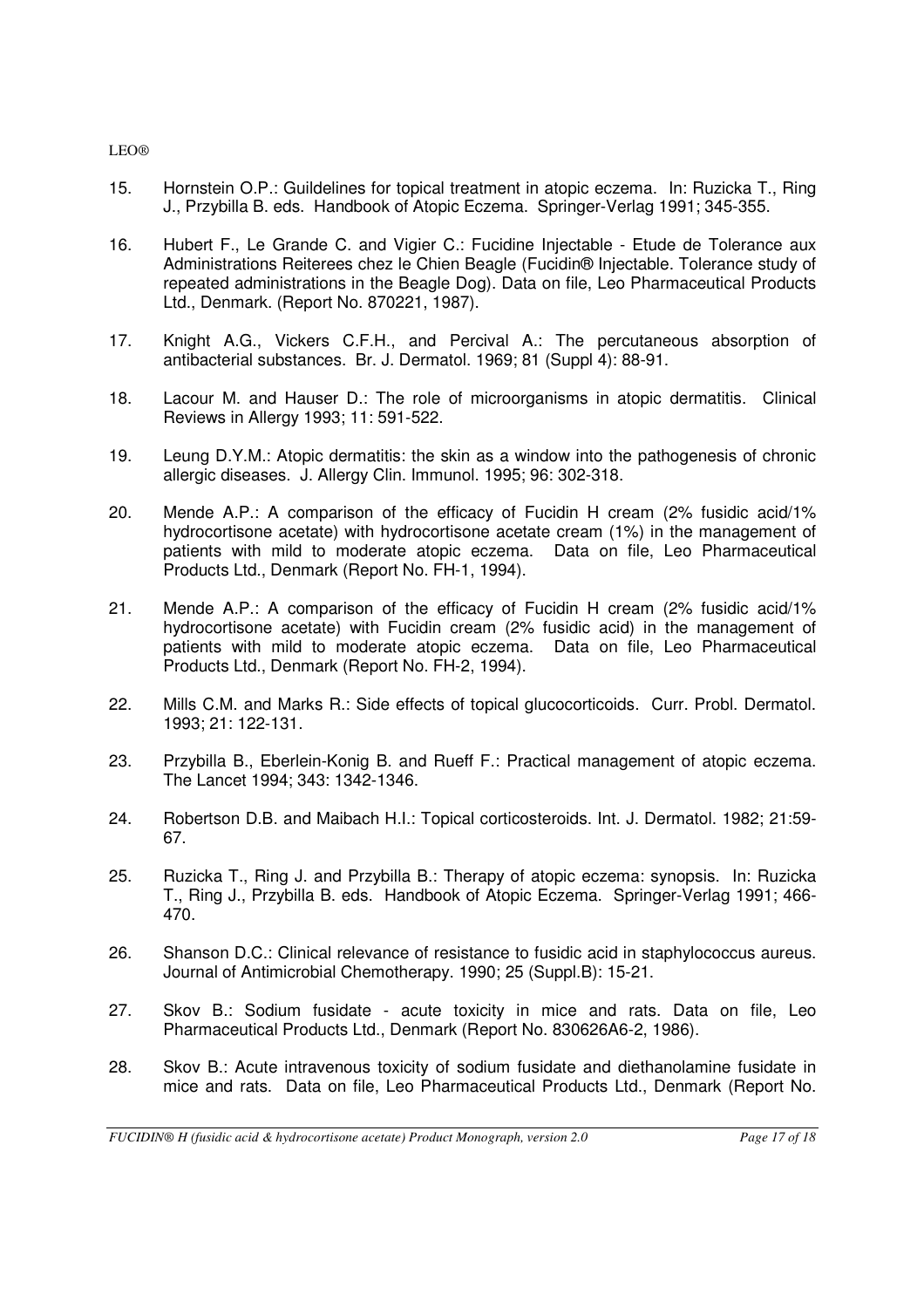15. Hornstein O.P.: Guildelines for topical treatment in atopic eczema. In: Ruzicka T., Ring J., Przybilla B. eds. Handbook of Atopic Eczema. Springer-Verlag 1991; 345-355.

16. Hubert F., Le Grande C. and Vigier C.: Fucidine Injectable - Etude de Tolerance aux Administrations Reiterees chez le Chien Beagle (Fucidin® Injectable. Tolerance study of repeated administrations in the Beagle Dog). Data on file, Leo Pharmaceutical Products Ltd., Denmark. (Report No. 870221, 1987).

17. Knight A.G., Vickers C.F.H., and Percival A.: The percutaneous absorption of antibacterial substances. Br. J. Dermatol. 1969; 81 (Suppl 4): 88-91.

18. Lacour M. and Hauser D.: The role of microorganisms in atopic dermatitis. Clinical Reviews in Allergy 1993; 11: 591-522.

19. Leung D.Y.M.: Atopic dermatitis: the skin as a window into the pathogenesis of chronic allergic diseases. J. Allergy Clin. Immunol. 1995; 96: 302-318.

20. Mende A.P.: A comparison of the efficacy of Fucidin H cream (2% fusidic acid/1% hydrocortisone acetate) with hydrocortisone acetate cream (1%) in the management of patients with mild to moderate atopic eczema. Data on file, Leo Pharmaceutical Products Ltd., Denmark (Report No. FH-1, 1994).

21. Mende A.P.: A comparison of the efficacy of Fucidin H cream (2% fusidic acid/1% hydrocortisone acetate) with Fucidin cream (2% fusidic acid) in the management of patients with mild to moderate atopic eczema. Data on file, Leo Pharmaceutical Products Ltd., Denmark (Report No. FH-2, 1994).

22. Mills C.M. and Marks R.: Side effects of topical glucocorticoids. Curr. Probl. Dermatol. 1993; 21: 122-131.

23. Przybilla B., Eberlein-Konig B. and Rueff F.: Practical management of atopic eczema. The Lancet 1994; 343: 1342-1346.

24. Robertson D.B. and Maibach H.I.: Topical corticosteroids. Int. J. Dermatol. 1982; 21:59-67.

25. Ruzicka T., Ring J. and Przybilla B.: Therapy of atopic eczema: synopsis. In: Ruzicka T., Ring J., Przybilla B. eds. Handbook of Atopic Eczema. Springer-Verlag 1991; 466-470.

26. Shanson D.C.: Clinical relevance of resistance to fusidic acid in staphylococcus aureus. Journal of Antimicrobial Chemotherapy. 1990; 25 (Suppl.B): 15-21.

27. Skov B.: Sodium fusidate - acute toxicity in mice and rats. Data on file, Leo Pharmaceutical Products Ltd., Denmark (Report No. 830626A6-2, 1986).

28. Skov B.: Acute intravenous toxicity of sodium fusidate and diethanolamine fusidate in mice and rats. Data on file, Leo Pharmaceutical Products Ltd., Denmark (Report No.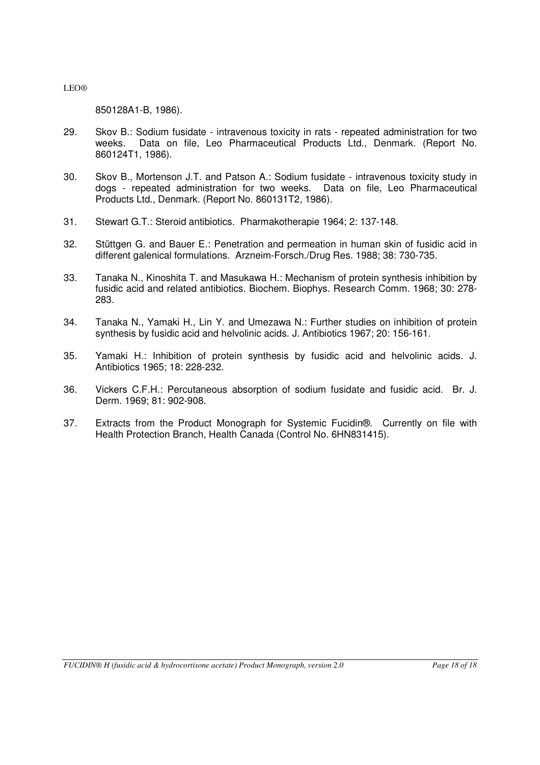850128A1-B, 1986).

29. Skov B.: Sodium fusidate - intravenous toxicity in rats - repeated administration for two weeks. Data on file, Leo Pharmaceutical Products Ltd., Denmark. (Report No. 860124T1, 1986).

30. Skov B., Mortenson J.T. and Patson A.: Sodium fusidate - intravenous toxicity study in dogs - repeated administration for two weeks. Data on file, Leo Pharmaceutical Products Ltd., Denmark. (Report No. 860131T2, 1986).

31. Stewart G.T.: Steroid antibiotics. Pharmakotherapie 1964; 2: 137-148.

32. Stüttgen G. and Bauer E.: Penetration and permeation in human skin of fusidic acid in different galenical formulations. Arzneim-Forsch./Drug Res. 1988; 38: 730-735.

33. Tanaka N., Kinoshita T. and Masukawa H.: Mechanism of protein synthesis inhibition by fusidic acid and related antibiotics. Biochem. Biophys. Research Comm. 1968; 30: 278-283.

34. Tanaka N., Yamaki H., Lin Y. and Umezawa N.: Further studies on inhibition of protein synthesis by fusidic acid and helvolinic acids. J. Antibiotics 1967; 20: 156-161.

35. Yamaki H.: Inhibition of protein synthesis by fusidic acid and helvolinic acids. J. Antibiotics 1965; 18: 228-232.

36. Vickers C.F.H.: Percutaneous absorption of sodium fusidate and fusidic acid. Br. J. Derm. 1969; 81: 902-908.

37. Extracts from the Product Monograph for Systemic Fucidin®. Currently on file with Health Protection Branch, Health Canada (Control No. 6HN831415).